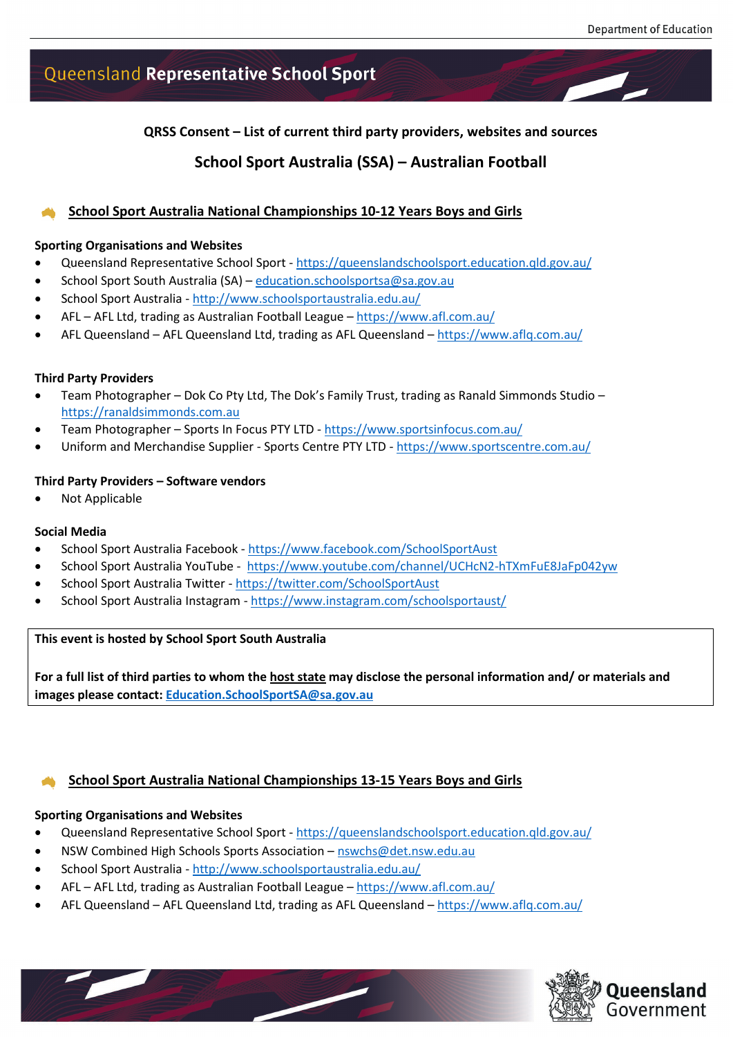# Queensland Representative School Sport

**QRSS Consent – List of current third party providers, websites and sources**

## School Sport Australia (SSA) – Australian Football

### School Sport Australia National Championships 10-12 Years Boys and Girls

**Sporting Organisations and Websites**

- Queensland Representative School Sport - https://queenslandschoolsport.education.qld.gov.au/
- School Sport South Australia (SA) – education.schoolsportsa@sa.gov.au
- School Sport Australia - http://www.schoolsportaustralia.edu.au/
- AFL – AFL Ltd, trading as Australian Football League – https://www.afl.com.au/
- AFL Queensland – AFL Queensland Ltd, trading as AFL Queensland – https://www.aflq.com.au/

**Third Party Providers**

- Team Photographer – Dok Co Pty Ltd, The Dok's Family Trust, trading as Ranald Simmonds Studio – https://ranaldsimmonds.com.au
- Team Photographer – Sports In Focus PTY LTD - https://www.sportsinfocus.com.au/
- Uniform and Merchandise Supplier - Sports Centre PTY LTD - https://www.sportscentre.com.au/

**Third Party Providers – Software vendors**

- Not Applicable

**Social Media**

- School Sport Australia Facebook - https://www.facebook.com/SchoolSportAust
- School Sport Australia YouTube - https://www.youtube.com/channel/UCHcN2-hTXmFuE8JaFp042yw
- School Sport Australia Twitter - https://twitter.com/SchoolSportAust
- School Sport Australia Instagram - https://www.instagram.com/schoolsportaust/

**This event is hosted by School Sport South Australia**

**For a full list of third parties to whom the host state may disclose the personal information and/ or materials and images please contact: Education.SchoolSportSA@sa.gov.au**

### School Sport Australia National Championships 13-15 Years Boys and Girls

**Sporting Organisations and Websites**

- Queensland Representative School Sport - https://queenslandschoolsport.education.qld.gov.au/
- NSW Combined High Schools Sports Association – nswchs@det.nsw.edu.au
- School Sport Australia - http://www.schoolsportaustralia.edu.au/
- AFL – AFL Ltd, trading as Australian Football League – https://www.afl.com.au/
- AFL Queensland – AFL Queensland Ltd, trading as AFL Queensland – https://www.aflq.com.au/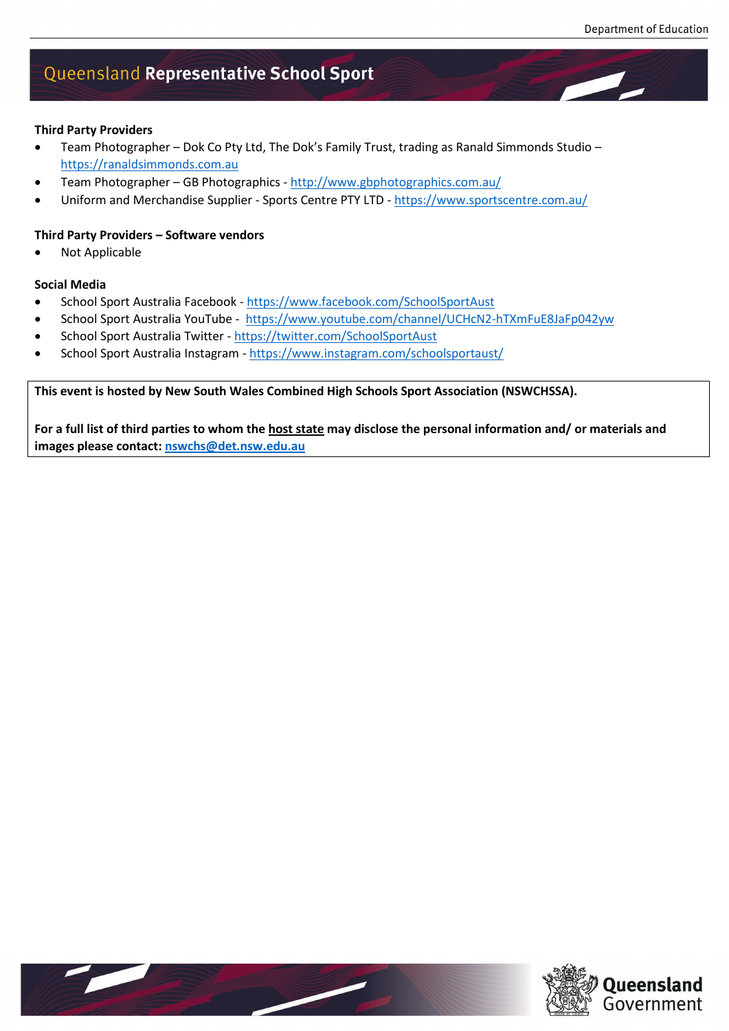**Third Party Providers**

- Team Photographer – Dok Co Pty Ltd, The Dok's Family Trust, trading as Ranald Simmonds Studio – https://ranaldsimmonds.com.au
- Team Photographer – GB Photographics - http://www.gbphotographics.com.au/
- Uniform and Merchandise Supplier - Sports Centre PTY LTD - https://www.sportscentre.com.au/

**Third Party Providers – Software vendors**

- Not Applicable

**Social Media**

- School Sport Australia Facebook - https://www.facebook.com/SchoolSportAust
- School Sport Australia YouTube - https://www.youtube.com/channel/UCHcN2-hTXmFuE8JaFp042yw
- School Sport Australia Twitter - https://twitter.com/SchoolSportAust
- School Sport Australia Instagram - https://www.instagram.com/schoolsportaust/

**This event is hosted by New South Wales Combined High Schools Sport Association (NSWCHSSA).**

**For a full list of third parties to whom the host state may disclose the personal information and/ or materials and images please contact: nswchs@det.nsw.edu.au**